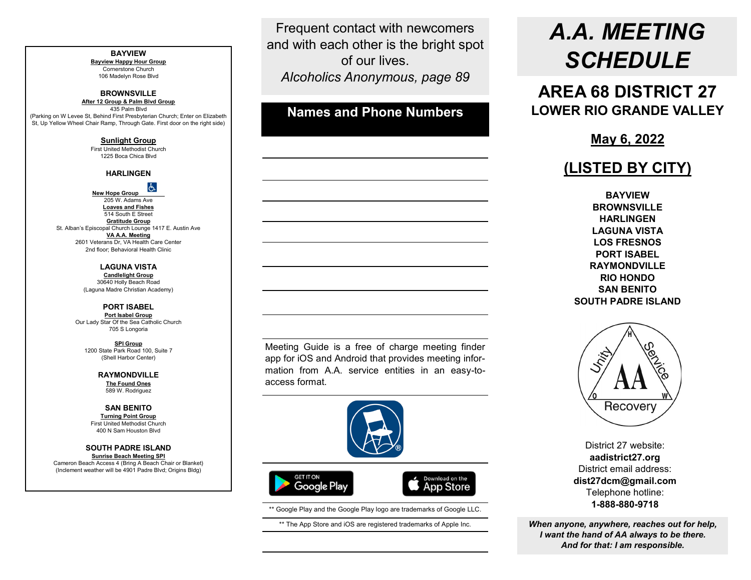## BAYVIEW

**Bayview Happy Hour Group**
Cornerstone Church
106 Madelyn Rose Blvd

## BROWNSVILLE

**After 12 Group & Palm Blvd Group**
435 Palm Blvd
(Parking on W Levee St, Behind First Presbyterian Church; Enter on Elizabeth St, Up Yellow Wheel Chair Ramp, Through Gate. First door on the right side)

**Sunlight Group**
First United Methodist Church
1225 Boca Chica Blvd

## HARLINGEN

**New Hope Group** ♿
205 W. Adams Ave

**Loaves and Fishes**
514 South E Street

**Gratitude Group**
St. Alban's Episcopal Church Lounge 1417 E. Austin Ave

**VA A.A. Meeting**
2601 Veterans Dr, VA Health Care Center
2nd floor; Behavioral Health Clinic

## LAGUNA VISTA

**Candlelight Group**
30640 Holly Beach Road
(Laguna Madre Christian Academy)

## PORT ISABEL

**Port Isabel Group**
Our Lady Star Of the Sea Catholic Church
705 S Longoria

**SPI Group**
1200 State Park Road 100, Suite 7
(Shell Harbor Center)

## RAYMONDVILLE

**The Found Ones**
589 W. Rodriguez

## SAN BENITO

**Turning Point Group**
First United Methodist Church
400 N Sam Houston Blvd

## SOUTH PADRE ISLAND

**Sunrise Beach Meeting SPI**
Cameron Beach Access 4 (Bring A Beach Chair or Blanket)
(Inclement weather will be 4901 Padre Blvd; Origins Bldg)

---

Frequent contact with newcomers and with each other is the bright spot of our lives.
*Alcoholics Anonymous, page 89*

## Names and Phone Numbers

Meeting Guide is a free of charge meeting finder app for iOS and Android that provides meeting information from A.A. service entities in an easy-to-access format.

GET IT ON Google Play — Download on the App Store

** Google Play and the Google Play logo are trademarks of Google LLC.

** The App Store and iOS are registered trademarks of Apple Inc.

---

# *A.A. MEETING SCHEDULE*

## AREA 68 DISTRICT 27
## LOWER RIO GRANDE VALLEY

## May 6, 2022

## (LISTED BY CITY)

**BAYVIEW**
**BROWNSVILLE**
**HARLINGEN**
**LAGUNA VISTA**
**LOS FRESNOS**
**PORT ISABEL**
**RAYMONDVILLE**
**RIO HONDO**
**SAN BENITO**
**SOUTH PADRE ISLAND**

Unity — Service — Recovery — AA

District 27 website:
**aadistrict27.org**
District email address:
**dist27dcm@gmail.com**
Telephone hotline:
**1-888-880-9718**

***When anyone, anywhere, reaches out for help, I want the hand of AA always to be there. And for that: I am responsible.***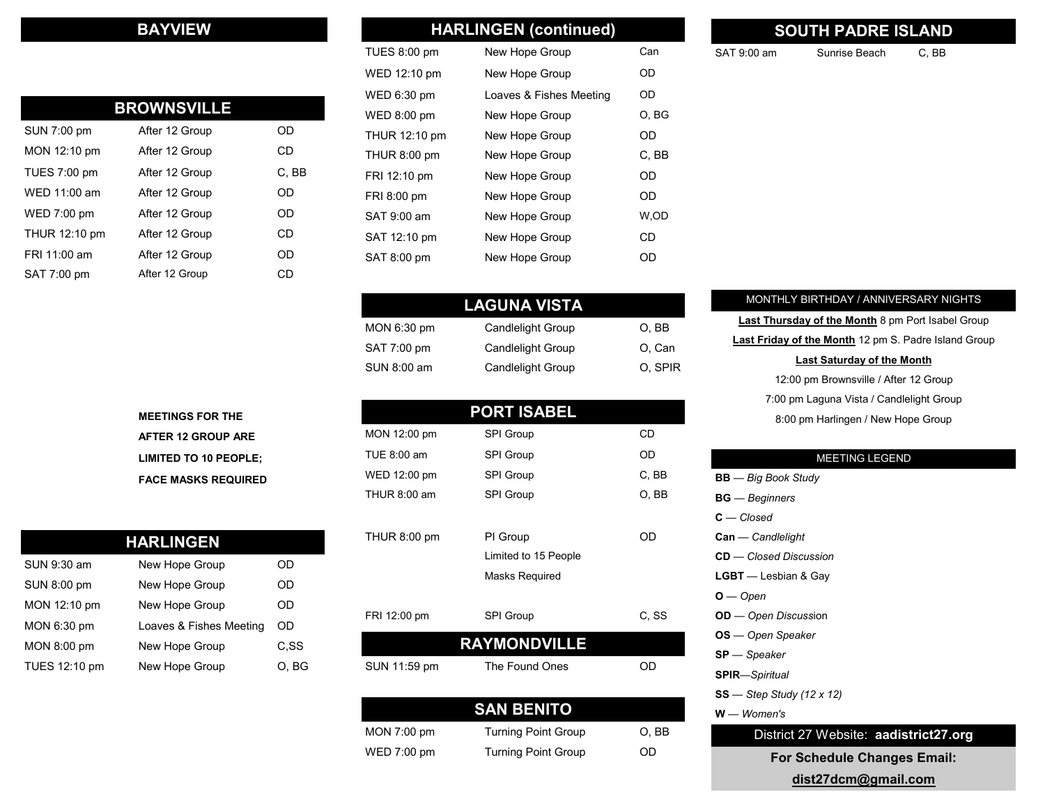## BAYVIEW

## BROWNSVILLE

| | | |
|---|---|---|
| SUN 7:00 pm | After 12 Group | OD |
| MON 12:10 pm | After 12 Group | CD |
| TUES 7:00 pm | After 12 Group | C, BB |
| WED 11:00 am | After 12 Group | OD |
| WED 7:00 pm | After 12 Group | OD |
| THUR 12:10 pm | After 12 Group | CD |
| FRI 11:00 am | After 12 Group | OD |
| SAT 7:00 pm | After 12 Group | CD |

**MEETINGS FOR THE AFTER 12 GROUP ARE LIMITED TO 10 PEOPLE; FACE MASKS REQUIRED**

## HARLINGEN

| | | |
|---|---|---|
| SUN 9:30 am | New Hope Group | OD |
| SUN 8:00 pm | New Hope Group | OD |
| MON 12:10 pm | New Hope Group | OD |
| MON 6:30 pm | Loaves & Fishes Meeting | OD |
| MON 8:00 pm | New Hope Group | C,SS |
| TUES 12:10 pm | New Hope Group | O, BG |

## HARLINGEN (continued)

| | | |
|---|---|---|
| TUES 8:00 pm | New Hope Group | Can |
| WED 12:10 pm | New Hope Group | OD |
| WED 6:30 pm | Loaves & Fishes Meeting | OD |
| WED 8:00 pm | New Hope Group | O, BG |
| THUR 12:10 pm | New Hope Group | OD |
| THUR 8:00 pm | New Hope Group | C, BB |
| FRI 12:10 pm | New Hope Group | OD |
| FRI 8:00 pm | New Hope Group | OD |
| SAT 9:00 am | New Hope Group | W,OD |
| SAT 12:10 pm | New Hope Group | CD |
| SAT 8:00 pm | New Hope Group | OD |

## LAGUNA VISTA

| | | |
|---|---|---|
| MON 6:30 pm | Candlelight Group | O, BB |
| SAT 7:00 pm | Candlelight Group | O, Can |
| SUN 8:00 am | Candlelight Group | O, SPIR |

## PORT ISABEL

| | | |
|---|---|---|
| MON 12:00 pm | SPI Group | CD |
| TUE 8:00 am | SPI Group | OD |
| WED 12:00 pm | SPI Group | C, BB |
| THUR 8:00 am | SPI Group | O, BB |
| THUR 8:00 pm | PI Group<br>Limited to 15 People<br>Masks Required | OD |
| FRI 12:00 pm | SPI Group | C, SS |

## RAYMONDVILLE

| | | |
|---|---|---|
| SUN 11:59 pm | The Found Ones | OD |

## SAN BENITO

| | | |
|---|---|---|
| MON 7:00 pm | Turning Point Group | O, BB |
| WED 7:00 pm | Turning Point Group | OD |

## SOUTH PADRE ISLAND

| | | |
|---|---|---|
| SAT 9:00 am | Sunrise Beach | C, BB |

### MONTHLY BIRTHDAY / ANNIVERSARY NIGHTS

**Last Thursday of the Month** 8 pm Port Isabel Group

**Last Friday of the Month** 12 pm S. Padre Island Group

**Last Saturday of the Month**

12:00 pm Brownsville / After 12 Group

7:00 pm Laguna Vista / Candlelight Group

8:00 pm Harlingen / New Hope Group

### MEETING LEGEND

- **BB** — *Big Book Study*
- **BG** — *Beginners*
- **C** — *Closed*
- **Can** — *Candlelight*
- **CD** — *Closed Discussion*
- **LGBT** — Lesbian & Gay
- **O** — *Open*
- **OD** — *Open Discussion*
- **OS** — *Open Speaker*
- **SP** — *Speaker*
- **SPIR**—*Spiritual*
- **SS** — *Step Study (12 x 12)*
- **W** — *Women's*

District 27 Website: **aadistrict27.org**

**For Schedule Changes Email:**

**dist27dcm@gmail.com**